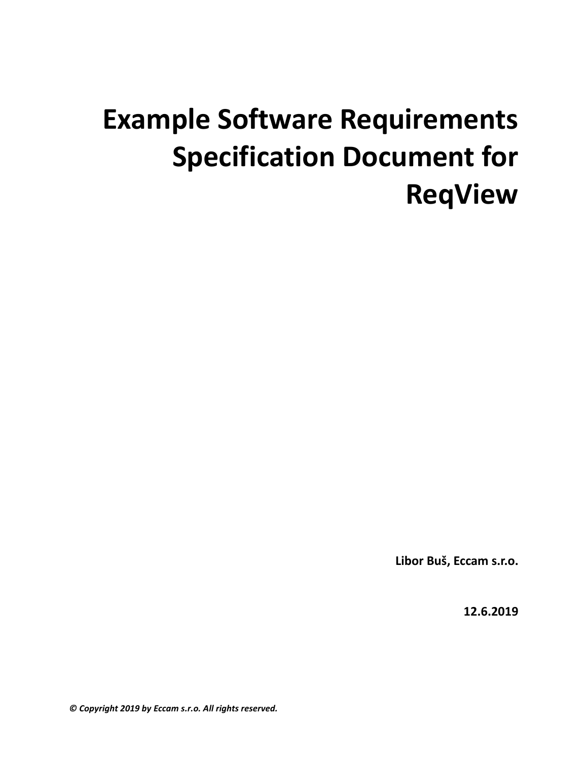# Example Software Requirements Specification Document for ReqView

**Libor Buš, Eccam s.r.o.**

**12.6.2019**

***© Copyright 2019 by Eccam s.r.o. All rights reserved.***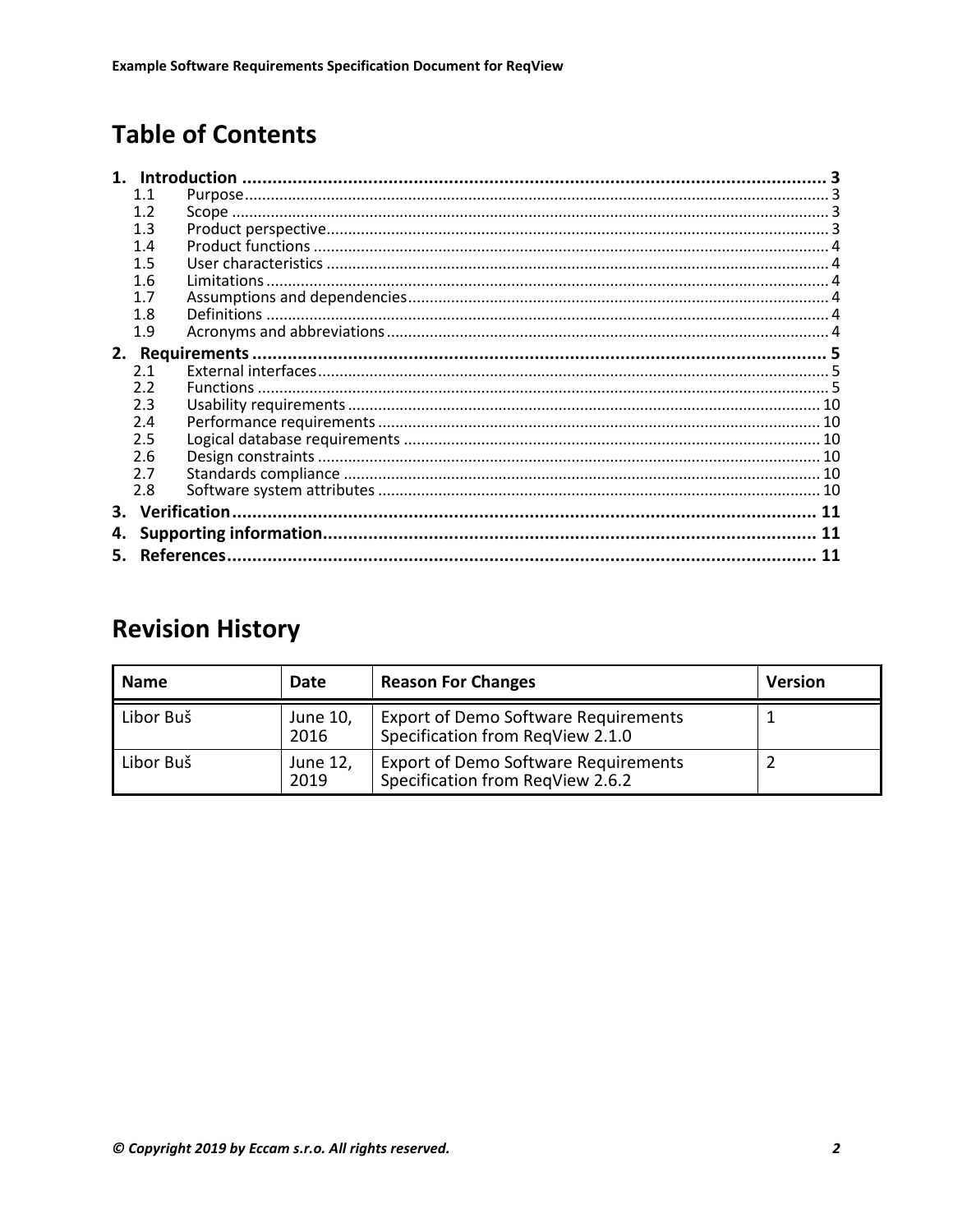# Table of Contents

1. Introduction ........................................................................................................ 3
   - 1.1 Purpose ........................................................................................................ 3
   - 1.2 Scope ........................................................................................................ 3
   - 1.3 Product perspective ........................................................................................................ 3
   - 1.4 Product functions ........................................................................................................ 4
   - 1.5 User characteristics ........................................................................................................ 4
   - 1.6 Limitations ........................................................................................................ 4
   - 1.7 Assumptions and dependencies ........................................................................................................ 4
   - 1.8 Definitions ........................................................................................................ 4
   - 1.9 Acronyms and abbreviations ........................................................................................................ 4
2. Requirements ........................................................................................................ 5
   - 2.1 External interfaces ........................................................................................................ 5
   - 2.2 Functions ........................................................................................................ 5
   - 2.3 Usability requirements ........................................................................................................ 10
   - 2.4 Performance requirements ........................................................................................................ 10
   - 2.5 Logical database requirements ........................................................................................................ 10
   - 2.6 Design constraints ........................................................................................................ 10
   - 2.7 Standards compliance ........................................................................................................ 10
   - 2.8 Software system attributes ........................................................................................................ 10
3. Verification ........................................................................................................ 11
4. Supporting information ........................................................................................................ 11
5. References ........................................................................................................ 11

# Revision History

| Name | Date | Reason For Changes | Version |
| --- | --- | --- | --- |
| Libor Buš | June 10, 2016 | Export of Demo Software Requirements Specification from ReqView 2.1.0 | 1 |
| Libor Buš | June 12, 2019 | Export of Demo Software Requirements Specification from ReqView 2.6.2 | 2 |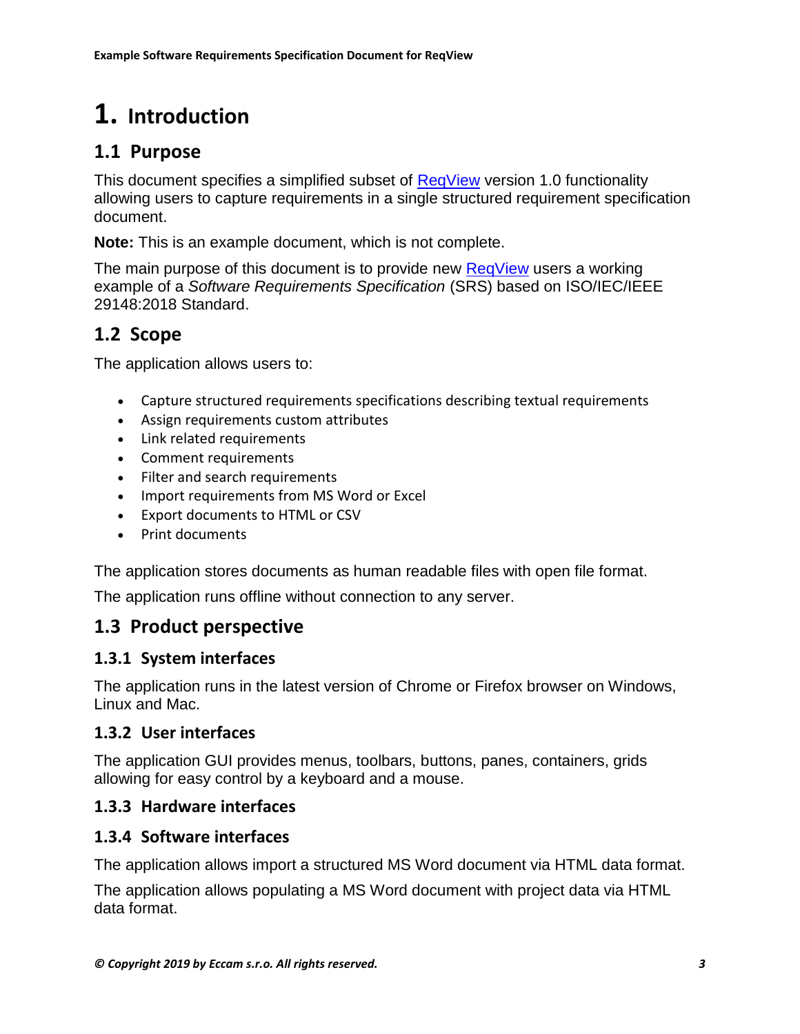# 1. Introduction

## 1.1 Purpose

This document specifies a simplified subset of [ReqView](ReqView) version 1.0 functionality allowing users to capture requirements in a single structured requirement specification document.

**Note:** This is an example document, which is not complete.

The main purpose of this document is to provide new [ReqView](ReqView) users a working example of a *Software Requirements Specification* (SRS) based on ISO/IEC/IEEE 29148:2018 Standard.

## 1.2 Scope

The application allows users to:

- Capture structured requirements specifications describing textual requirements
- Assign requirements custom attributes
- Link related requirements
- Comment requirements
- Filter and search requirements
- Import requirements from MS Word or Excel
- Export documents to HTML or CSV
- Print documents

The application stores documents as human readable files with open file format.

The application runs offline without connection to any server.

## 1.3 Product perspective

### 1.3.1 System interfaces

The application runs in the latest version of Chrome or Firefox browser on Windows, Linux and Mac.

### 1.3.2 User interfaces

The application GUI provides menus, toolbars, buttons, panes, containers, grids allowing for easy control by a keyboard and a mouse.

### 1.3.3 Hardware interfaces

### 1.3.4 Software interfaces

The application allows import a structured MS Word document via HTML data format.

The application allows populating a MS Word document with project data via HTML data format.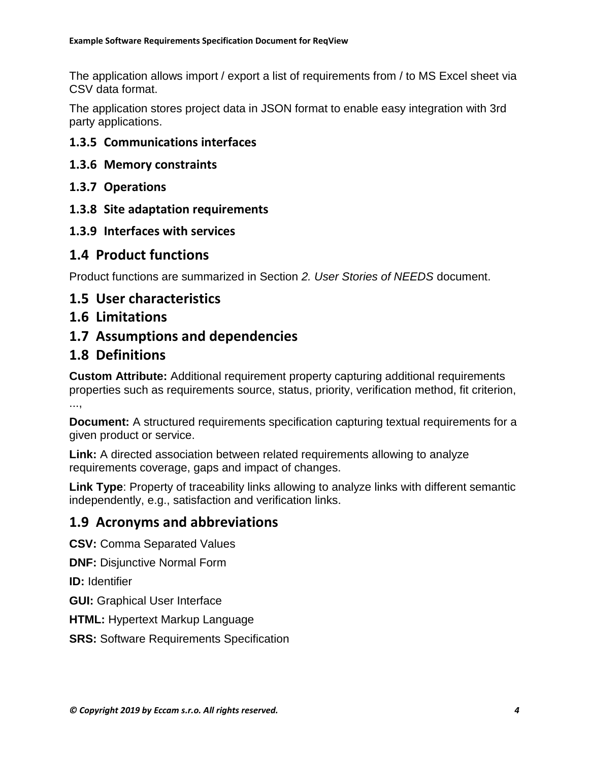The application allows import / export a list of requirements from / to MS Excel sheet via CSV data format.

The application stores project data in JSON format to enable easy integration with 3rd party applications.

### 1.3.5 Communications interfaces

### 1.3.6 Memory constraints

### 1.3.7 Operations

### 1.3.8 Site adaptation requirements

### 1.3.9 Interfaces with services

## 1.4 Product functions

Product functions are summarized in Section *2. User Stories of NEEDS* document.

## 1.5 User characteristics

## 1.6 Limitations

## 1.7 Assumptions and dependencies

## 1.8 Definitions

**Custom Attribute:** Additional requirement property capturing additional requirements properties such as requirements source, status, priority, verification method, fit criterion, ...,

**Document:** A structured requirements specification capturing textual requirements for a given product or service.

**Link:** A directed association between related requirements allowing to analyze requirements coverage, gaps and impact of changes.

**Link Type**: Property of traceability links allowing to analyze links with different semantic independently, e.g., satisfaction and verification links.

## 1.9 Acronyms and abbreviations

**CSV:** Comma Separated Values

**DNF:** Disjunctive Normal Form

**ID:** Identifier

**GUI:** Graphical User Interface

**HTML:** Hypertext Markup Language

**SRS:** Software Requirements Specification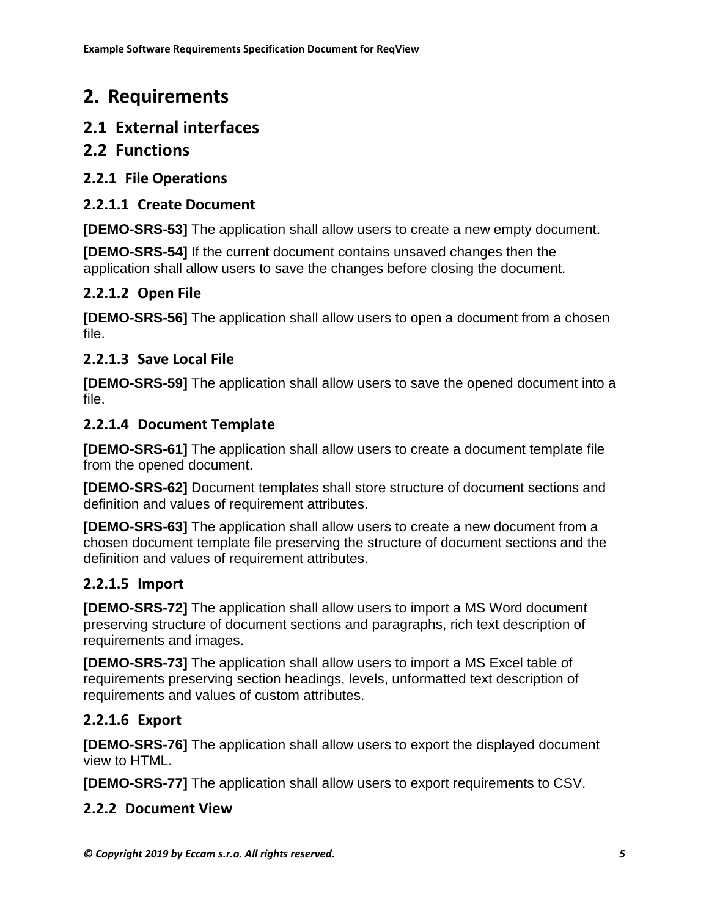# 2. Requirements

## 2.1 External interfaces

## 2.2 Functions

### 2.2.1 File Operations

#### 2.2.1.1 Create Document

**[DEMO-SRS-53]** The application shall allow users to create a new empty document.

**[DEMO-SRS-54]** If the current document contains unsaved changes then the application shall allow users to save the changes before closing the document.

#### 2.2.1.2 Open File

**[DEMO-SRS-56]** The application shall allow users to open a document from a chosen file.

#### 2.2.1.3 Save Local File

**[DEMO-SRS-59]** The application shall allow users to save the opened document into a file.

#### 2.2.1.4 Document Template

**[DEMO-SRS-61]** The application shall allow users to create a document template file from the opened document.

**[DEMO-SRS-62]** Document templates shall store structure of document sections and definition and values of requirement attributes.

**[DEMO-SRS-63]** The application shall allow users to create a new document from a chosen document template file preserving the structure of document sections and the definition and values of requirement attributes.

#### 2.2.1.5 Import

**[DEMO-SRS-72]** The application shall allow users to import a MS Word document preserving structure of document sections and paragraphs, rich text description of requirements and images.

**[DEMO-SRS-73]** The application shall allow users to import a MS Excel table of requirements preserving section headings, levels, unformatted text description of requirements and values of custom attributes.

#### 2.2.1.6 Export

**[DEMO-SRS-76]** The application shall allow users to export the displayed document view to HTML.

**[DEMO-SRS-77]** The application shall allow users to export requirements to CSV.

### 2.2.2 Document View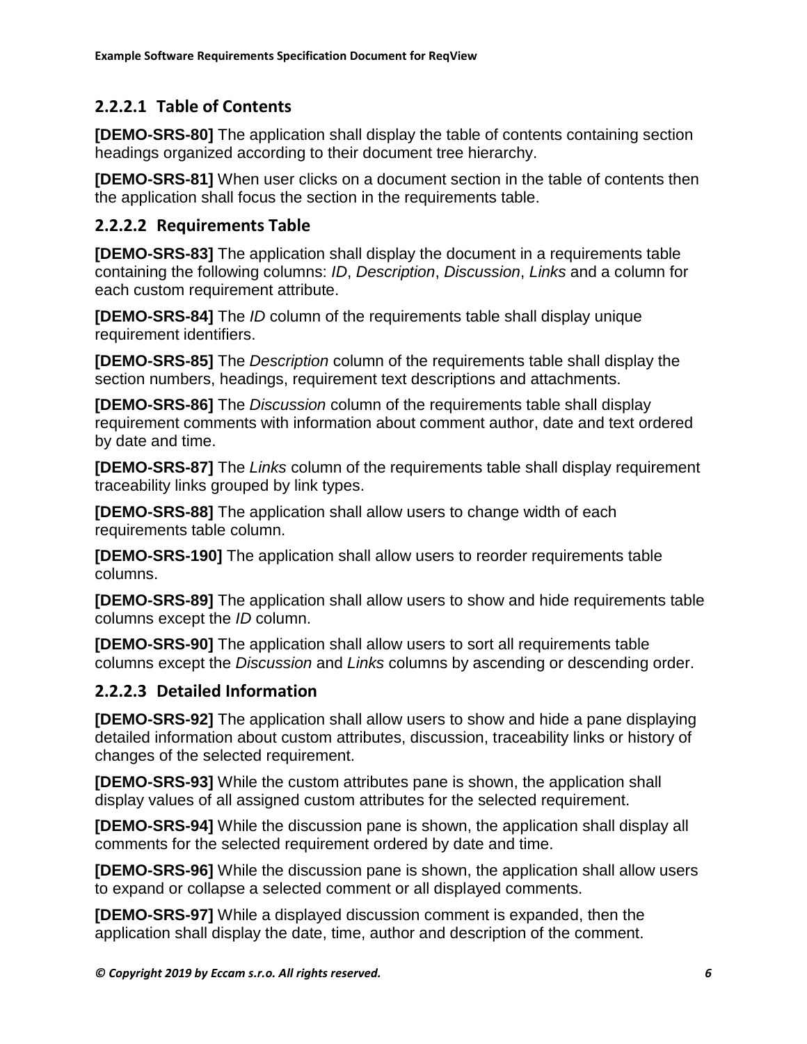#### 2.2.2.1 Table of Contents

**[DEMO-SRS-80]** The application shall display the table of contents containing section headings organized according to their document tree hierarchy.

**[DEMO-SRS-81]** When user clicks on a document section in the table of contents then the application shall focus the section in the requirements table.

#### 2.2.2.2 Requirements Table

**[DEMO-SRS-83]** The application shall display the document in a requirements table containing the following columns: *ID*, *Description*, *Discussion*, *Links* and a column for each custom requirement attribute.

**[DEMO-SRS-84]** The *ID* column of the requirements table shall display unique requirement identifiers.

**[DEMO-SRS-85]** The *Description* column of the requirements table shall display the section numbers, headings, requirement text descriptions and attachments.

**[DEMO-SRS-86]** The *Discussion* column of the requirements table shall display requirement comments with information about comment author, date and text ordered by date and time.

**[DEMO-SRS-87]** The *Links* column of the requirements table shall display requirement traceability links grouped by link types.

**[DEMO-SRS-88]** The application shall allow users to change width of each requirements table column.

**[DEMO-SRS-190]** The application shall allow users to reorder requirements table columns.

**[DEMO-SRS-89]** The application shall allow users to show and hide requirements table columns except the *ID* column.

**[DEMO-SRS-90]** The application shall allow users to sort all requirements table columns except the *Discussion* and *Links* columns by ascending or descending order.

#### 2.2.2.3 Detailed Information

**[DEMO-SRS-92]** The application shall allow users to show and hide a pane displaying detailed information about custom attributes, discussion, traceability links or history of changes of the selected requirement.

**[DEMO-SRS-93]** While the custom attributes pane is shown, the application shall display values of all assigned custom attributes for the selected requirement.

**[DEMO-SRS-94]** While the discussion pane is shown, the application shall display all comments for the selected requirement ordered by date and time.

**[DEMO-SRS-96]** While the discussion pane is shown, the application shall allow users to expand or collapse a selected comment or all displayed comments.

**[DEMO-SRS-97]** While a displayed discussion comment is expanded, then the application shall display the date, time, author and description of the comment.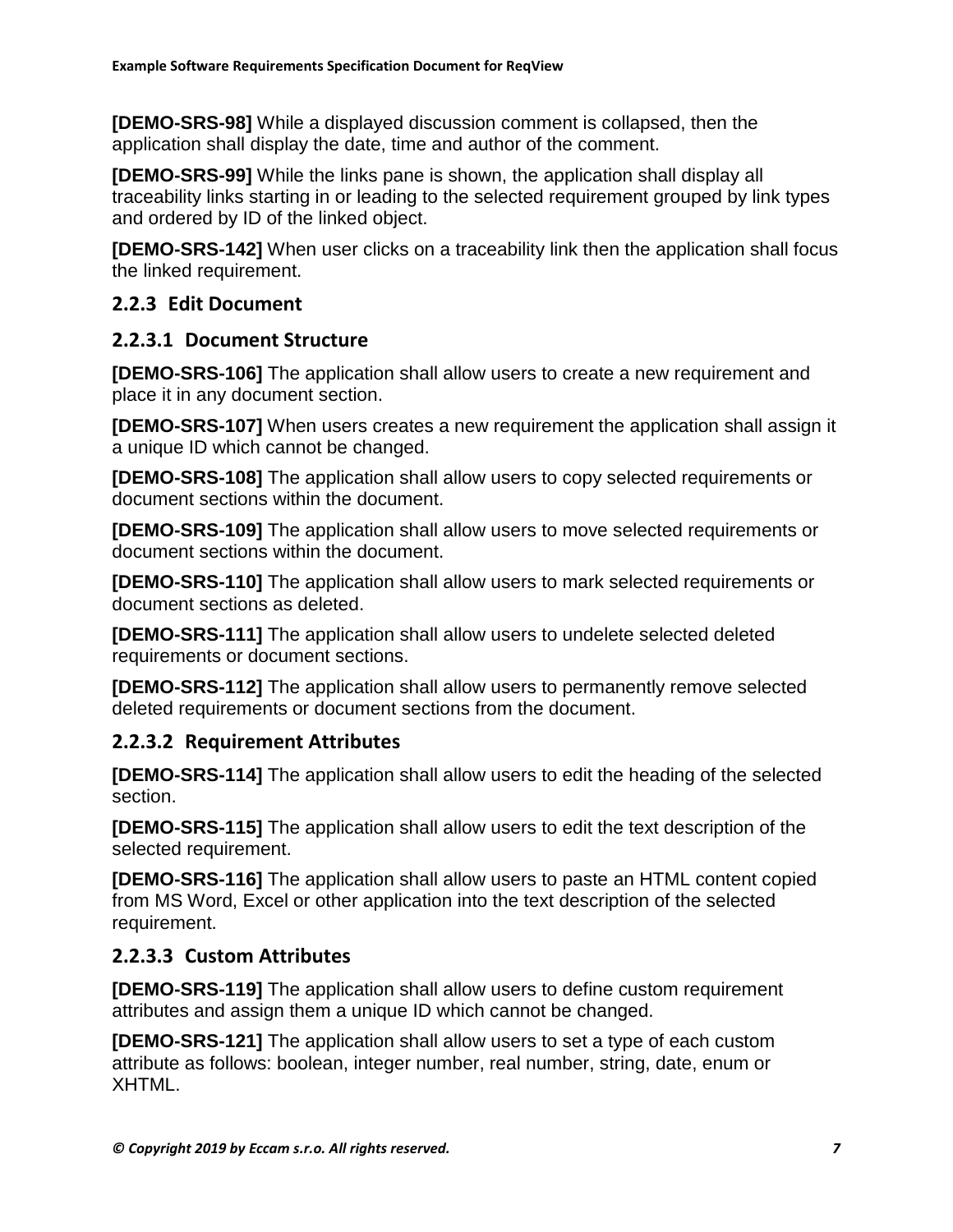**[DEMO-SRS-98]** While a displayed discussion comment is collapsed, then the application shall display the date, time and author of the comment.

**[DEMO-SRS-99]** While the links pane is shown, the application shall display all traceability links starting in or leading to the selected requirement grouped by link types and ordered by ID of the linked object.

**[DEMO-SRS-142]** When user clicks on a traceability link then the application shall focus the linked requirement.

### 2.2.3 Edit Document

#### 2.2.3.1 Document Structure

**[DEMO-SRS-106]** The application shall allow users to create a new requirement and place it in any document section.

**[DEMO-SRS-107]** When users creates a new requirement the application shall assign it a unique ID which cannot be changed.

**[DEMO-SRS-108]** The application shall allow users to copy selected requirements or document sections within the document.

**[DEMO-SRS-109]** The application shall allow users to move selected requirements or document sections within the document.

**[DEMO-SRS-110]** The application shall allow users to mark selected requirements or document sections as deleted.

**[DEMO-SRS-111]** The application shall allow users to undelete selected deleted requirements or document sections.

**[DEMO-SRS-112]** The application shall allow users to permanently remove selected deleted requirements or document sections from the document.

#### 2.2.3.2 Requirement Attributes

**[DEMO-SRS-114]** The application shall allow users to edit the heading of the selected section.

**[DEMO-SRS-115]** The application shall allow users to edit the text description of the selected requirement.

**[DEMO-SRS-116]** The application shall allow users to paste an HTML content copied from MS Word, Excel or other application into the text description of the selected requirement.

#### 2.2.3.3 Custom Attributes

**[DEMO-SRS-119]** The application shall allow users to define custom requirement attributes and assign them a unique ID which cannot be changed.

**[DEMO-SRS-121]** The application shall allow users to set a type of each custom attribute as follows: boolean, integer number, real number, string, date, enum or XHTML.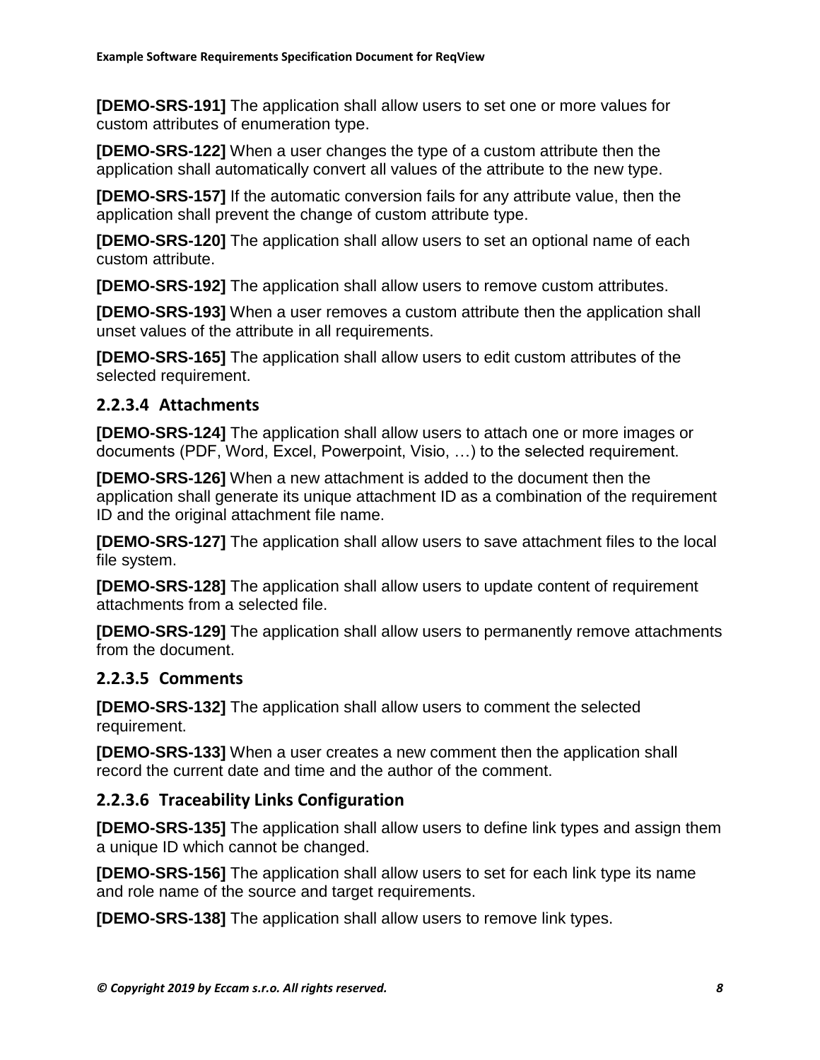**[DEMO-SRS-191]** The application shall allow users to set one or more values for custom attributes of enumeration type.

**[DEMO-SRS-122]** When a user changes the type of a custom attribute then the application shall automatically convert all values of the attribute to the new type.

**[DEMO-SRS-157]** If the automatic conversion fails for any attribute value, then the application shall prevent the change of custom attribute type.

**[DEMO-SRS-120]** The application shall allow users to set an optional name of each custom attribute.

**[DEMO-SRS-192]** The application shall allow users to remove custom attributes.

**[DEMO-SRS-193]** When a user removes a custom attribute then the application shall unset values of the attribute in all requirements.

**[DEMO-SRS-165]** The application shall allow users to edit custom attributes of the selected requirement.

#### 2.2.3.4 Attachments

**[DEMO-SRS-124]** The application shall allow users to attach one or more images or documents (PDF, Word, Excel, Powerpoint, Visio, …) to the selected requirement.

**[DEMO-SRS-126]** When a new attachment is added to the document then the application shall generate its unique attachment ID as a combination of the requirement ID and the original attachment file name.

**[DEMO-SRS-127]** The application shall allow users to save attachment files to the local file system.

**[DEMO-SRS-128]** The application shall allow users to update content of requirement attachments from a selected file.

**[DEMO-SRS-129]** The application shall allow users to permanently remove attachments from the document.

#### 2.2.3.5 Comments

**[DEMO-SRS-132]** The application shall allow users to comment the selected requirement.

**[DEMO-SRS-133]** When a user creates a new comment then the application shall record the current date and time and the author of the comment.

#### 2.2.3.6 Traceability Links Configuration

**[DEMO-SRS-135]** The application shall allow users to define link types and assign them a unique ID which cannot be changed.

**[DEMO-SRS-156]** The application shall allow users to set for each link type its name and role name of the source and target requirements.

**[DEMO-SRS-138]** The application shall allow users to remove link types.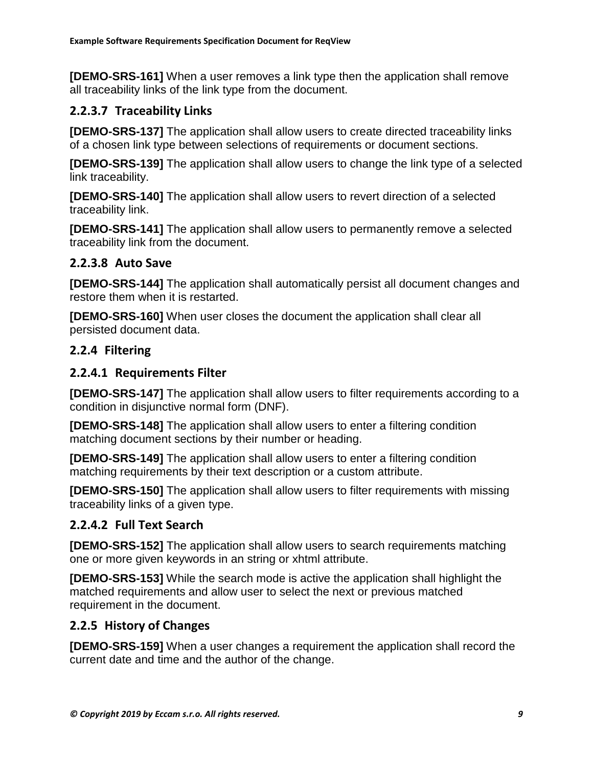**[DEMO-SRS-161]** When a user removes a link type then the application shall remove all traceability links of the link type from the document.

#### 2.2.3.7 Traceability Links

**[DEMO-SRS-137]** The application shall allow users to create directed traceability links of a chosen link type between selections of requirements or document sections.

**[DEMO-SRS-139]** The application shall allow users to change the link type of a selected link traceability.

**[DEMO-SRS-140]** The application shall allow users to revert direction of a selected traceability link.

**[DEMO-SRS-141]** The application shall allow users to permanently remove a selected traceability link from the document.

#### 2.2.3.8 Auto Save

**[DEMO-SRS-144]** The application shall automatically persist all document changes and restore them when it is restarted.

**[DEMO-SRS-160]** When user closes the document the application shall clear all persisted document data.

### 2.2.4 Filtering

#### 2.2.4.1 Requirements Filter

**[DEMO-SRS-147]** The application shall allow users to filter requirements according to a condition in disjunctive normal form (DNF).

**[DEMO-SRS-148]** The application shall allow users to enter a filtering condition matching document sections by their number or heading.

**[DEMO-SRS-149]** The application shall allow users to enter a filtering condition matching requirements by their text description or a custom attribute.

**[DEMO-SRS-150]** The application shall allow users to filter requirements with missing traceability links of a given type.

#### 2.2.4.2 Full Text Search

**[DEMO-SRS-152]** The application shall allow users to search requirements matching one or more given keywords in an string or xhtml attribute.

**[DEMO-SRS-153]** While the search mode is active the application shall highlight the matched requirements and allow user to select the next or previous matched requirement in the document.

### 2.2.5 History of Changes

**[DEMO-SRS-159]** When a user changes a requirement the application shall record the current date and time and the author of the change.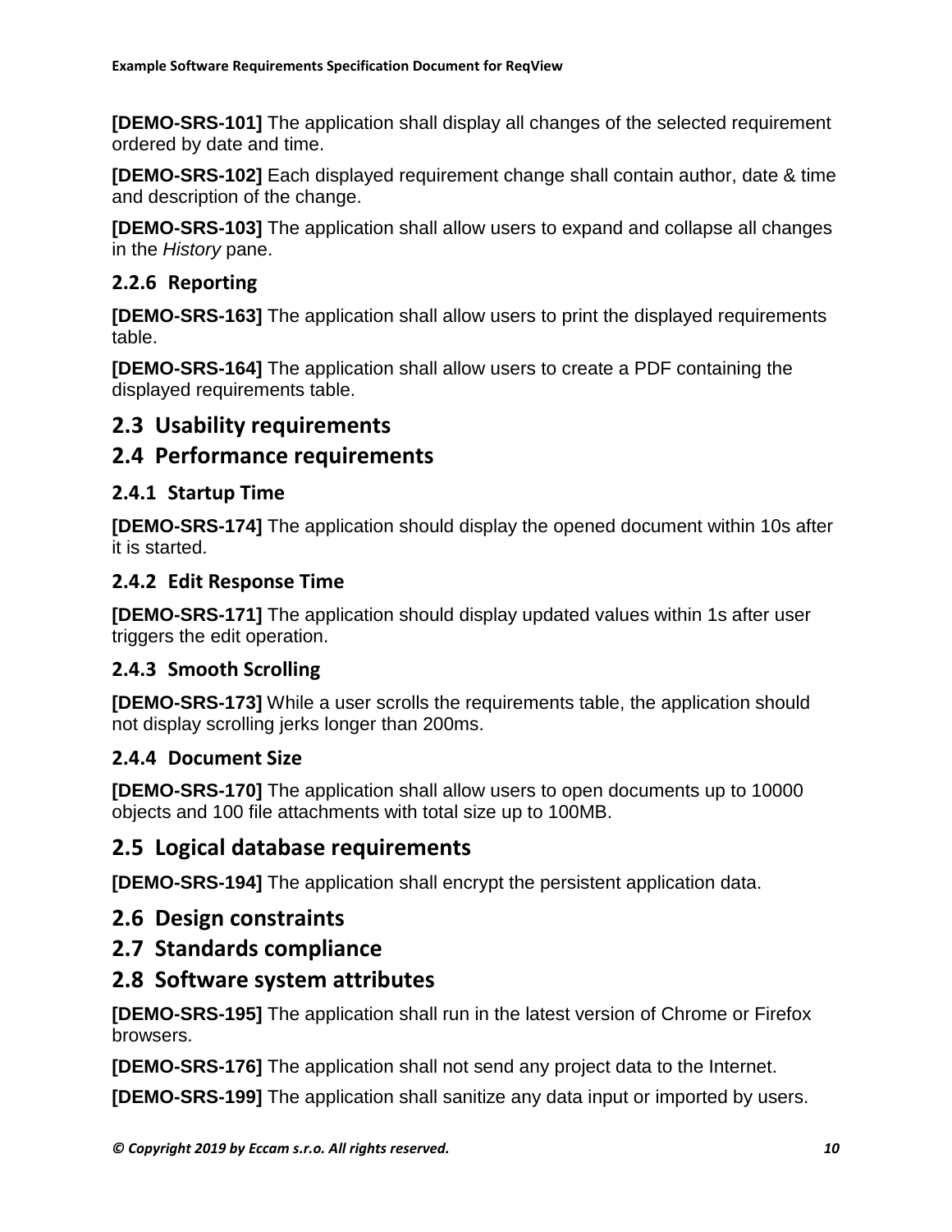**[DEMO-SRS-101]** The application shall display all changes of the selected requirement ordered by date and time.

**[DEMO-SRS-102]** Each displayed requirement change shall contain author, date & time and description of the change.

**[DEMO-SRS-103]** The application shall allow users to expand and collapse all changes in the *History* pane.

### 2.2.6 Reporting

**[DEMO-SRS-163]** The application shall allow users to print the displayed requirements table.

**[DEMO-SRS-164]** The application shall allow users to create a PDF containing the displayed requirements table.

## 2.3 Usability requirements

## 2.4 Performance requirements

### 2.4.1 Startup Time

**[DEMO-SRS-174]** The application should display the opened document within 10s after it is started.

### 2.4.2 Edit Response Time

**[DEMO-SRS-171]** The application should display updated values within 1s after user triggers the edit operation.

### 2.4.3 Smooth Scrolling

**[DEMO-SRS-173]** While a user scrolls the requirements table, the application should not display scrolling jerks longer than 200ms.

### 2.4.4 Document Size

**[DEMO-SRS-170]** The application shall allow users to open documents up to 10000 objects and 100 file attachments with total size up to 100MB.

## 2.5 Logical database requirements

**[DEMO-SRS-194]** The application shall encrypt the persistent application data.

## 2.6 Design constraints

## 2.7 Standards compliance

## 2.8 Software system attributes

**[DEMO-SRS-195]** The application shall run in the latest version of Chrome or Firefox browsers.

**[DEMO-SRS-176]** The application shall not send any project data to the Internet.

**[DEMO-SRS-199]** The application shall sanitize any data input or imported by users.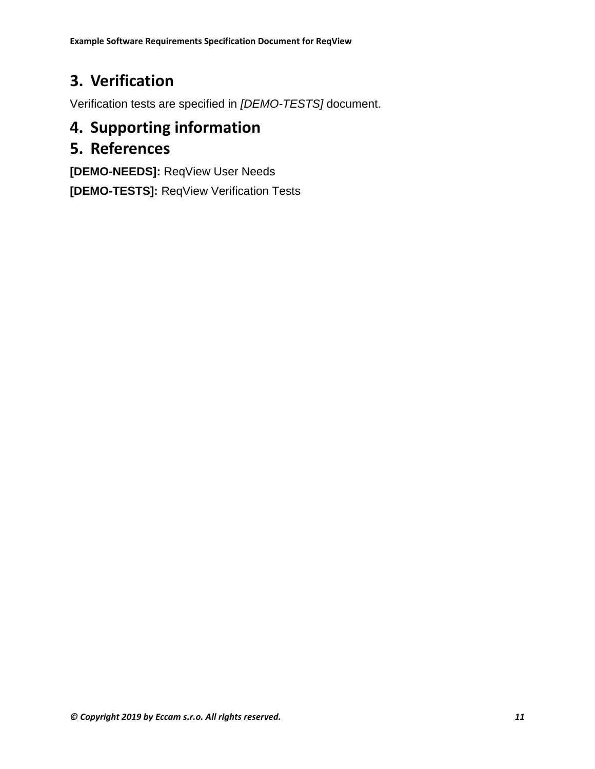# 3. Verification

Verification tests are specified in *[DEMO-TESTS]* document.

# 4. Supporting information

# 5. References

**[DEMO-NEEDS]:** ReqView User Needs

**[DEMO-TESTS]:** ReqView Verification Tests